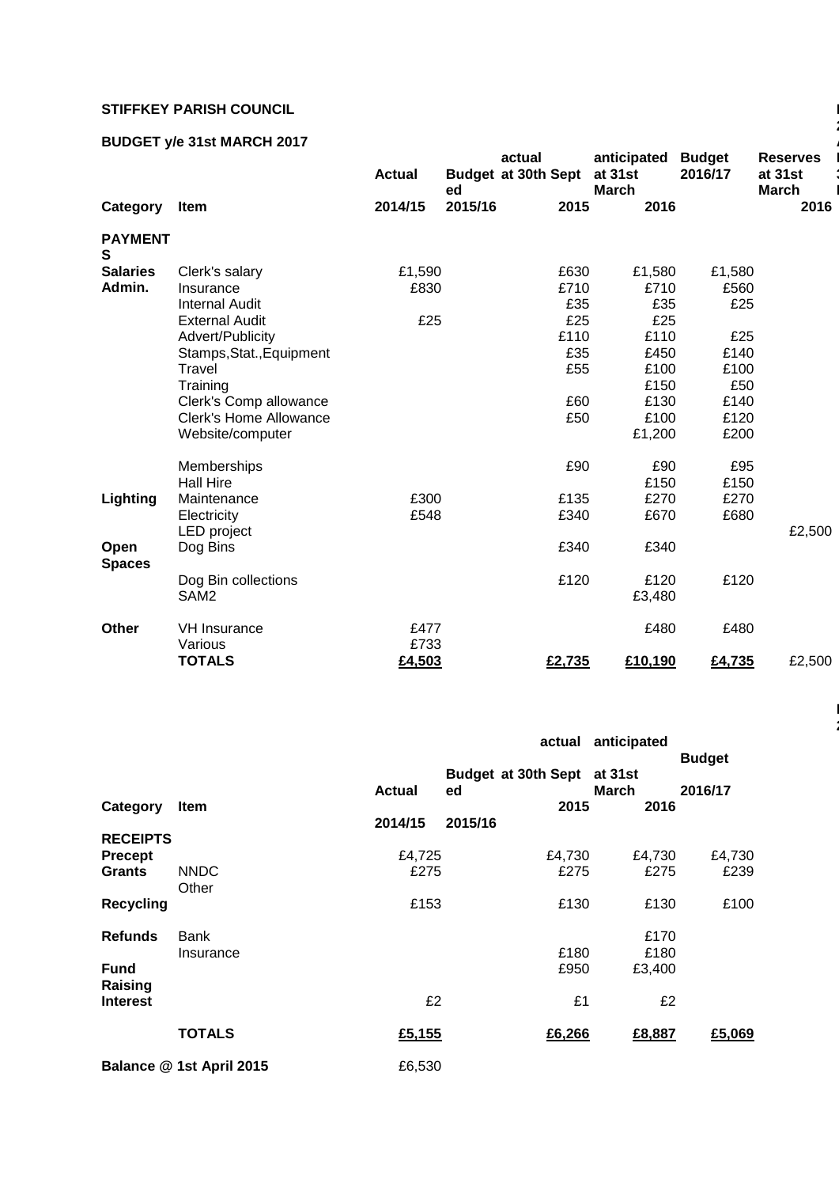**STIFFKEY PARISH COUNCIL**

**BUDGET y/e 31st MARCH 2017**

| Category | Item | Actual 2014/15 | Budgeted 2015/16 | actual at 30th Sept 2015 | anticipated at 31st March 2016 | Budget 2016/17 | Reserves at 31st March 2016 |
|---|---|---|---|---|---|---|---|
| **PAYMENTS** | | | | | | | |
| **Salaries** | Clerk's salary | £1,590 | | £630 | £1,580 | £1,580 | |
| **Admin.** | Insurance | £830 | | £710 | £710 | £560 | |
| | Internal Audit | | | £35 | £35 | £25 | |
| | External Audit | £25 | | £25 | £25 | | |
| | Advert/Publicity | | | £110 | £110 | £25 | |
| | Stamps,Stat.,Equipment | | | £35 | £450 | £140 | |
| | Travel | | | £55 | £100 | £100 | |
| | Training | | | | £150 | £50 | |
| | Clerk's Comp allowance | | | £60 | £130 | £140 | |
| | Clerk's Home Allowance | | | £50 | £100 | £120 | |
| | Website/computer | | | | £1,200 | £200 | |
| | Memberships | | | £90 | £90 | £95 | |
| | Hall Hire | | | | £150 | £150 | |
| **Lighting** | Maintenance | £300 | | £135 | £270 | £270 | |
| | Electricity | £548 | | £340 | £670 | £680 | |
| | LED project | | | | | | £2,500 |
| **Open Spaces** | Dog Bins | | | £340 | £340 | | |
| | Dog Bin collections | | | £120 | £120 | £120 | |
| | SAM2 | | | | £3,480 | | |
| **Other** | VH Insurance | £477 | | | £480 | £480 | |
| | Various | £733 | | | | | |
| | **TOTALS** | **£4,503** | | **£2,735** | **£10,190** | **£4,735** | £2,500 |

| Category | Item | Actual 2014/15 | Budgeted 2015/16 | actual at 30th Sept 2015 | anticipated at 31st March 2016 | Budget 2016/17 |
|---|---|---|---|---|---|---|
| **RECEIPTS** | | | | | | |
| **Precept** | | £4,725 | | £4,730 | £4,730 | £4,730 |
| **Grants** | NNDC | £275 | | £275 | £275 | £239 |
| | Other | | | | | |
| **Recycling** | | £153 | | £130 | £130 | £100 |
| **Refunds** | Bank | | | | £170 | |
| | Insurance | | | £180 | £180 | |
| **Fund Raising** | | | | £950 | £3,400 | |
| **Interest** | | £2 | | £1 | £2 | |
| | **TOTALS** | **£5,155** | | **£6,266** | **£8,887** | **£5,069** |

**Balance @ 1st April 2015** £6,530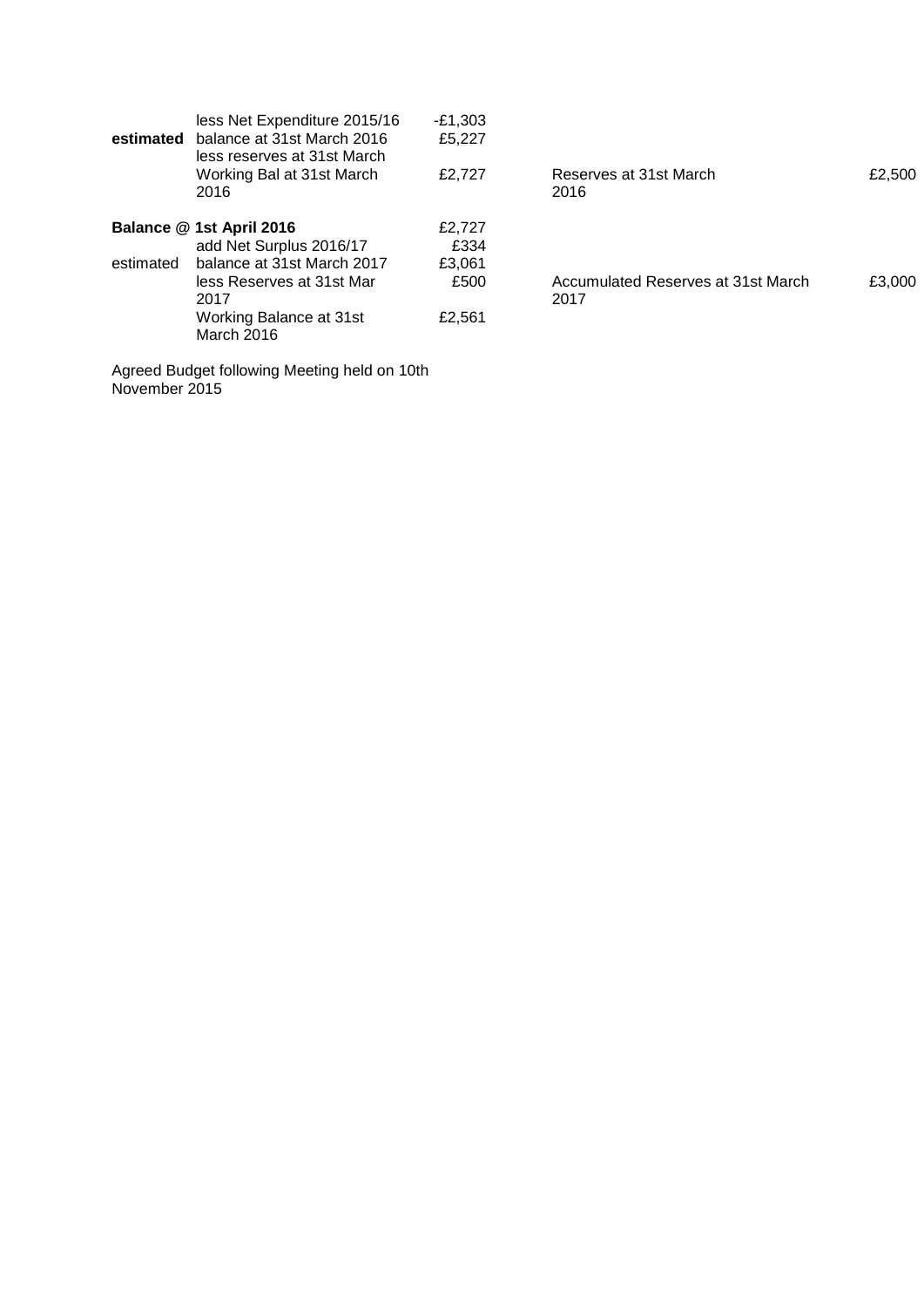| | | | | |
|---|---|---|---|---|
| | less Net Expenditure 2015/16 | -£1,303 | | |
| **estimated** | balance at 31st March 2016 | £5,227 | | |
| | less reserves at 31st March | | | |
| | Working Bal at 31st March 2016 | £2,727 | Reserves at 31st March 2016 | £2,500 |
| **Balance @ 1st April 2016** | | £2,727 | | |
| | add Net Surplus 2016/17 | £334 | | |
| estimated | balance at 31st March 2017 | £3,061 | | |
| | less Reserves at 31st Mar 2017 | £500 | Accumulated Reserves at 31st March 2017 | £3,000 |
| | Working Balance at 31st March 2016 | £2,561 | | |

Agreed Budget following Meeting held on 10th November 2015